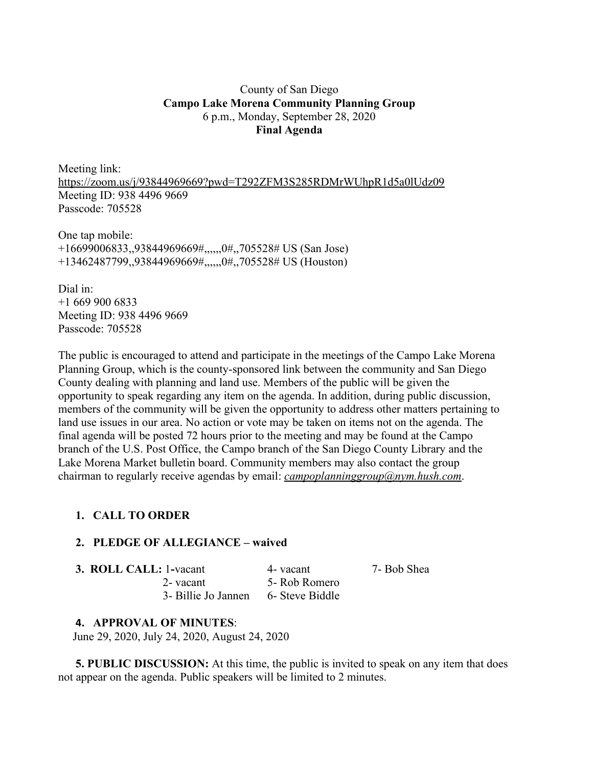County of San Diego

**Campo Lake Morena Community Planning Group**

6 p.m., Monday, September 28, 2020

**Final Agenda**

Meeting link:
https://zoom.us/j/93844969669?pwd=T292ZFM3S285RDMrWUhpR1d5a0lUdz09
Meeting ID: 938 4496 9669
Passcode: 705528

One tap mobile:
+16699006833,,93844969669#,,,,,,0#,,705528# US (San Jose)
+13462487799,,93844969669#,,,,,,0#,,705528# US (Houston)

Dial in:
+1 669 900 6833
Meeting ID: 938 4496 9669
Passcode: 705528

The public is encouraged to attend and participate in the meetings of the Campo Lake Morena Planning Group, which is the county-sponsored link between the community and San Diego County dealing with planning and land use. Members of the public will be given the opportunity to speak regarding any item on the agenda. In addition, during public discussion, members of the community will be given the opportunity to address other matters pertaining to land use issues in our area. No action or vote may be taken on items not on the agenda. The final agenda will be posted 72 hours prior to the meeting and may be found at the Campo branch of the U.S. Post Office, the Campo branch of the San Diego County Library and the Lake Morena Market bulletin board. Community members may also contact the group chairman to regularly receive agendas by email: *campoplanninggroup@nym.hush.com*.

1. **CALL TO ORDER**

2. **PLEDGE OF ALLEGIANCE – waived**

3. **ROLL CALL:**

| | | |
|---|---|---|
| 1-vacant | 4- vacant | 7- Bob Shea |
| 2- vacant | 5- Rob Romero | |
| 3- Billie Jo Jannen | 6- Steve Biddle | |

4. **APPROVAL OF MINUTES**:
June 29, 2020, July 24, 2020, August 24, 2020

5. **PUBLIC DISCUSSION:** At this time, the public is invited to speak on any item that does not appear on the agenda. Public speakers will be limited to 2 minutes.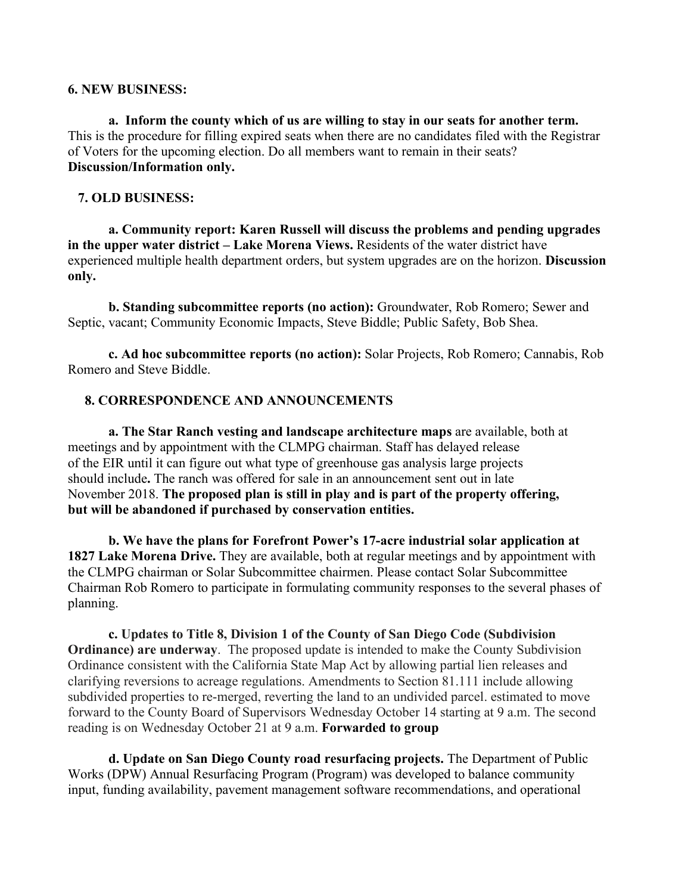**6. NEW BUSINESS:**

**a. Inform the county which of us are willing to stay in our seats for another term.** This is the procedure for filling expired seats when there are no candidates filed with the Registrar of Voters for the upcoming election. Do all members want to remain in their seats? **Discussion/Information only.**

**7. OLD BUSINESS:**

**a. Community report: Karen Russell will discuss the problems and pending upgrades in the upper water district – Lake Morena Views.** Residents of the water district have experienced multiple health department orders, but system upgrades are on the horizon. **Discussion only.**

**b. Standing subcommittee reports (no action):** Groundwater, Rob Romero; Sewer and Septic, vacant; Community Economic Impacts, Steve Biddle; Public Safety, Bob Shea.

**c. Ad hoc subcommittee reports (no action):** Solar Projects, Rob Romero; Cannabis, Rob Romero and Steve Biddle.

**8. CORRESPONDENCE AND ANNOUNCEMENTS**

**a. The Star Ranch vesting and landscape architecture maps** are available, both at meetings and by appointment with the CLMPG chairman. Staff has delayed release of the EIR until it can figure out what type of greenhouse gas analysis large projects should include**.** The ranch was offered for sale in an announcement sent out in late November 2018. **The proposed plan is still in play and is part of the property offering, but will be abandoned if purchased by conservation entities.**

**b. We have the plans for Forefront Power's 17-acre industrial solar application at 1827 Lake Morena Drive.** They are available, both at regular meetings and by appointment with the CLMPG chairman or Solar Subcommittee chairmen. Please contact Solar Subcommittee Chairman Rob Romero to participate in formulating community responses to the several phases of planning.

**c. Updates to Title 8, Division 1 of the County of San Diego Code (Subdivision Ordinance) are underway**. The proposed update is intended to make the County Subdivision Ordinance consistent with the California State Map Act by allowing partial lien releases and clarifying reversions to acreage regulations. Amendments to Section 81.111 include allowing subdivided properties to re-merged, reverting the land to an undivided parcel. estimated to move forward to the County Board of Supervisors Wednesday October 14 starting at 9 a.m. The second reading is on Wednesday October 21 at 9 a.m. **Forwarded to group**

**d. Update on San Diego County road resurfacing projects.** The Department of Public Works (DPW) Annual Resurfacing Program (Program) was developed to balance community input, funding availability, pavement management software recommendations, and operational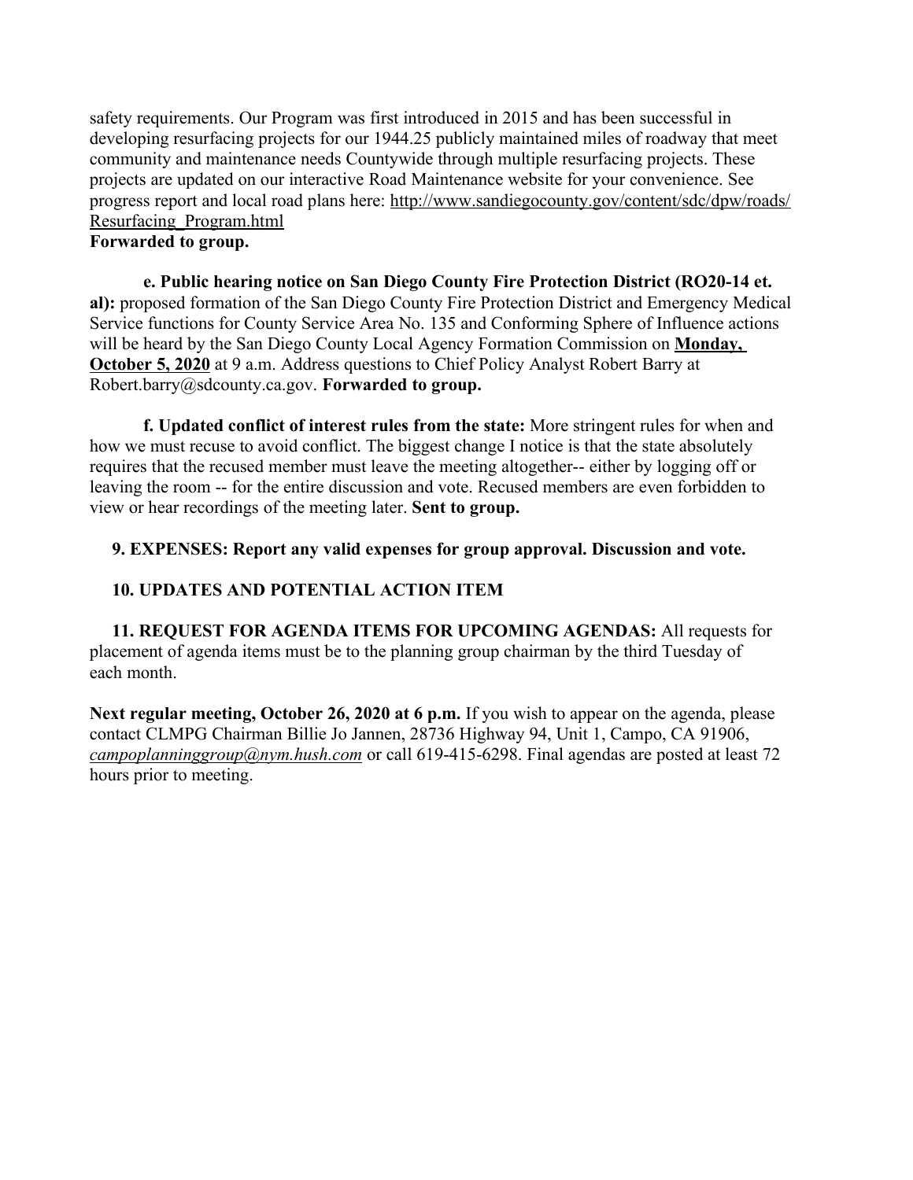safety requirements. Our Program was first introduced in 2015 and has been successful in developing resurfacing projects for our 1944.25 publicly maintained miles of roadway that meet community and maintenance needs Countywide through multiple resurfacing projects. These projects are updated on our interactive Road Maintenance website for your convenience. See progress report and local road plans here: http://www.sandiegocounty.gov/content/sdc/dpw/roads/Resurfacing_Program.html
**Forwarded to group.**

**e. Public hearing notice on San Diego County Fire Protection District (RO20-14 et. al):** proposed formation of the San Diego County Fire Protection District and Emergency Medical Service functions for County Service Area No. 135 and Conforming Sphere of Influence actions will be heard by the San Diego County Local Agency Formation Commission on **Monday, October 5, 2020** at 9 a.m. Address questions to Chief Policy Analyst Robert Barry at Robert.barry@sdcounty.ca.gov. **Forwarded to group.**

**f. Updated conflict of interest rules from the state:** More stringent rules for when and how we must recuse to avoid conflict. The biggest change I notice is that the state absolutely requires that the recused member must leave the meeting altogether-- either by logging off or leaving the room -- for the entire discussion and vote. Recused members are even forbidden to view or hear recordings of the meeting later. **Sent to group.**

**9. EXPENSES: Report any valid expenses for group approval. Discussion and vote.**

**10. UPDATES AND POTENTIAL ACTION ITEM**

**11. REQUEST FOR AGENDA ITEMS FOR UPCOMING AGENDAS:** All requests for placement of agenda items must be to the planning group chairman by the third Tuesday of each month.

**Next regular meeting, October 26, 2020 at 6 p.m.** If you wish to appear on the agenda, please contact CLMPG Chairman Billie Jo Jannen, 28736 Highway 94, Unit 1, Campo, CA 91906, *campoplanninggroup@nym.hush.com* or call 619-415-6298. Final agendas are posted at least 72 hours prior to meeting.